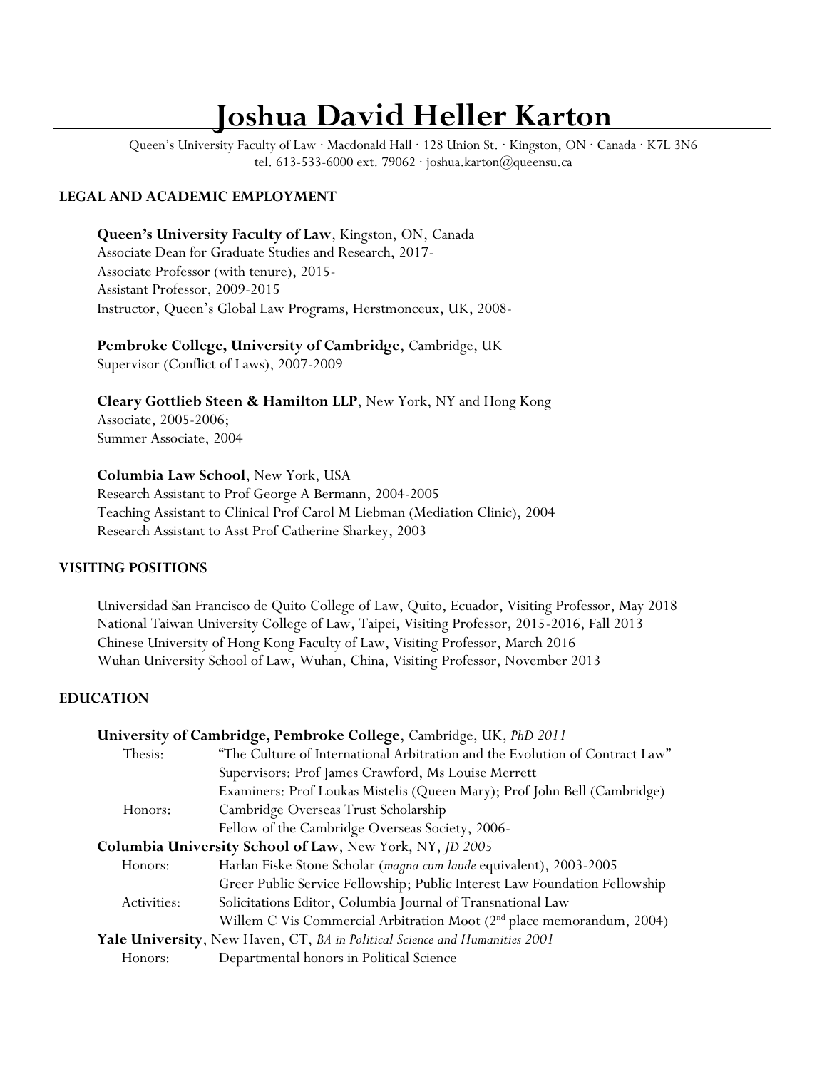# Joshua David Heller Karton

Queen's University Faculty of Law · Macdonald Hall · 128 Union St. · Kingston, ON · Canada · K7L 3N6
tel. 613-533-6000 ext. 79062 · joshua.karton@queensu.ca

## LEGAL AND ACADEMIC EMPLOYMENT

**Queen's University Faculty of Law**, Kingston, ON, Canada
Associate Dean for Graduate Studies and Research, 2017-
Associate Professor (with tenure), 2015-
Assistant Professor, 2009-2015
Instructor, Queen's Global Law Programs, Herstmonceux, UK, 2008-

**Pembroke College, University of Cambridge**, Cambridge, UK
Supervisor (Conflict of Laws), 2007-2009

**Cleary Gottlieb Steen & Hamilton LLP**, New York, NY and Hong Kong
Associate, 2005-2006;
Summer Associate, 2004

**Columbia Law School**, New York, USA
Research Assistant to Prof George A Bermann, 2004-2005
Teaching Assistant to Clinical Prof Carol M Liebman (Mediation Clinic), 2004
Research Assistant to Asst Prof Catherine Sharkey, 2003

## VISITING POSITIONS

Universidad San Francisco de Quito College of Law, Quito, Ecuador, Visiting Professor, May 2018
National Taiwan University College of Law, Taipei, Visiting Professor, 2015-2016, Fall 2013
Chinese University of Hong Kong Faculty of Law, Visiting Professor, March 2016
Wuhan University School of Law, Wuhan, China, Visiting Professor, November 2013

## EDUCATION

**University of Cambridge, Pembroke College**, Cambridge, UK, *PhD 2011*

- Thesis: "The Culture of International Arbitration and the Evolution of Contract Law"
  - Supervisors: Prof James Crawford, Ms Louise Merrett
  - Examiners: Prof Loukas Mistelis (Queen Mary); Prof John Bell (Cambridge)
- Honors: Cambridge Overseas Trust Scholarship
  - Fellow of the Cambridge Overseas Society, 2006-

**Columbia University School of Law**, New York, NY, *JD 2005*

- Honors: Harlan Fiske Stone Scholar (*magna cum laude* equivalent), 2003-2005
  - Greer Public Service Fellowship; Public Interest Law Foundation Fellowship
- Activities: Solicitations Editor, Columbia Journal of Transnational Law
  - Willem C Vis Commercial Arbitration Moot (2nd place memorandum, 2004)

**Yale University**, New Haven, CT, *BA in Political Science and Humanities 2001*

- Honors: Departmental honors in Political Science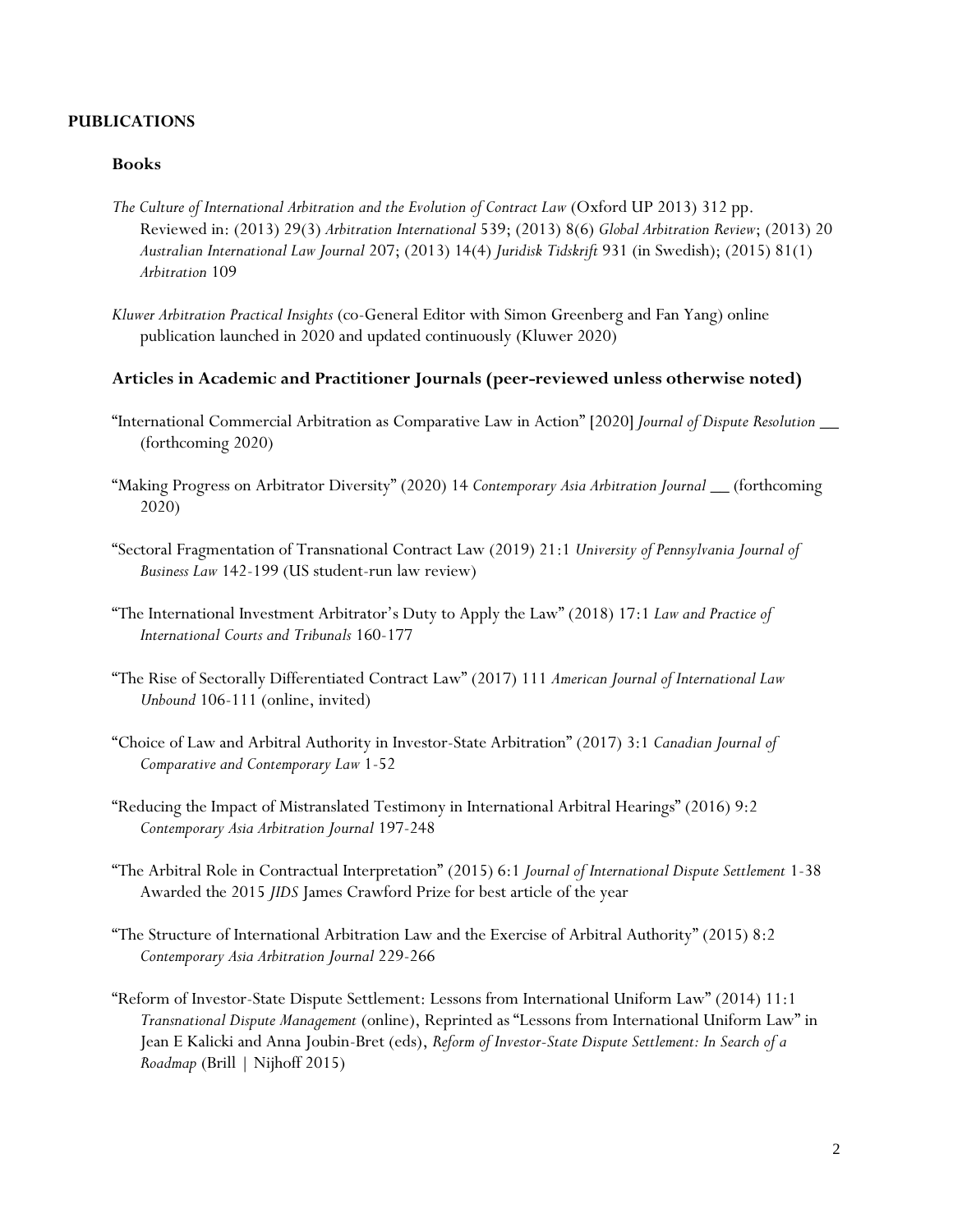## PUBLICATIONS

### Books

*The Culture of International Arbitration and the Evolution of Contract Law* (Oxford UP 2013) 312 pp. Reviewed in: (2013) 29(3) *Arbitration International* 539; (2013) 8(6) *Global Arbitration Review*; (2013) 20 *Australian International Law Journal* 207; (2013) 14(4) *Juridisk Tidskrift* 931 (in Swedish); (2015) 81(1) *Arbitration* 109

*Kluwer Arbitration Practical Insights* (co-General Editor with Simon Greenberg and Fan Yang) online publication launched in 2020 and updated continuously (Kluwer 2020)

### Articles in Academic and Practitioner Journals (peer-reviewed unless otherwise noted)

"International Commercial Arbitration as Comparative Law in Action" [2020] *Journal of Dispute Resolution* __ (forthcoming 2020)

"Making Progress on Arbitrator Diversity" (2020) 14 *Contemporary Asia Arbitration Journal* __ (forthcoming 2020)

"Sectoral Fragmentation of Transnational Contract Law (2019) 21:1 *University of Pennsylvania Journal of Business Law* 142-199 (US student-run law review)

"The International Investment Arbitrator's Duty to Apply the Law" (2018) 17:1 *Law and Practice of International Courts and Tribunals* 160-177

"The Rise of Sectorally Differentiated Contract Law" (2017) 111 *American Journal of International Law Unbound* 106-111 (online, invited)

"Choice of Law and Arbitral Authority in Investor-State Arbitration" (2017) 3:1 *Canadian Journal of Comparative and Contemporary Law* 1-52

"Reducing the Impact of Mistranslated Testimony in International Arbitral Hearings" (2016) 9:2 *Contemporary Asia Arbitration Journal* 197-248

"The Arbitral Role in Contractual Interpretation" (2015) 6:1 *Journal of International Dispute Settlement* 1-38 Awarded the 2015 *JIDS* James Crawford Prize for best article of the year

"The Structure of International Arbitration Law and the Exercise of Arbitral Authority" (2015) 8:2 *Contemporary Asia Arbitration Journal* 229-266

"Reform of Investor-State Dispute Settlement: Lessons from International Uniform Law" (2014) 11:1 *Transnational Dispute Management* (online), Reprinted as "Lessons from International Uniform Law" in Jean E Kalicki and Anna Joubin-Bret (eds), *Reform of Investor-State Dispute Settlement: In Search of a Roadmap* (Brill | Nijhoff 2015)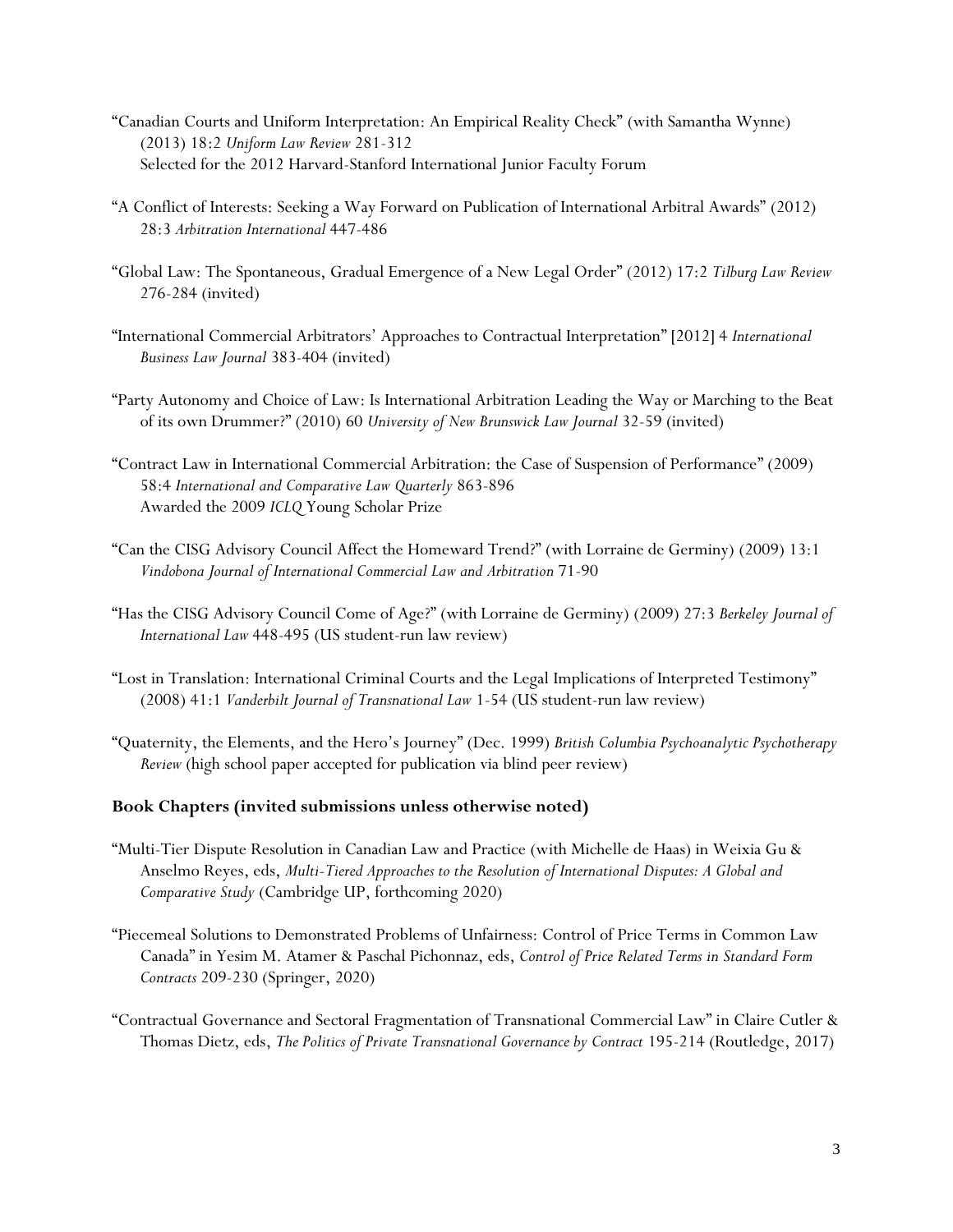"Canadian Courts and Uniform Interpretation: An Empirical Reality Check" (with Samantha Wynne) (2013) 18:2 *Uniform Law Review* 281-312
Selected for the 2012 Harvard-Stanford International Junior Faculty Forum

"A Conflict of Interests: Seeking a Way Forward on Publication of International Arbitral Awards" (2012) 28:3 *Arbitration International* 447-486

"Global Law: The Spontaneous, Gradual Emergence of a New Legal Order" (2012) 17:2 *Tilburg Law Review* 276-284 (invited)

"International Commercial Arbitrators' Approaches to Contractual Interpretation" [2012] 4 *International Business Law Journal* 383-404 (invited)

"Party Autonomy and Choice of Law: Is International Arbitration Leading the Way or Marching to the Beat of its own Drummer?" (2010) 60 *University of New Brunswick Law Journal* 32-59 (invited)

"Contract Law in International Commercial Arbitration: the Case of Suspension of Performance" (2009) 58:4 *International and Comparative Law Quarterly* 863-896
Awarded the 2009 *ICLQ* Young Scholar Prize

"Can the CISG Advisory Council Affect the Homeward Trend?" (with Lorraine de Germiny) (2009) 13:1 *Vindobona Journal of International Commercial Law and Arbitration* 71-90

"Has the CISG Advisory Council Come of Age?" (with Lorraine de Germiny) (2009) 27:3 *Berkeley Journal of International Law* 448-495 (US student-run law review)

"Lost in Translation: International Criminal Courts and the Legal Implications of Interpreted Testimony" (2008) 41:1 *Vanderbilt Journal of Transnational Law* 1-54 (US student-run law review)

"Quaternity, the Elements, and the Hero's Journey" (Dec. 1999) *British Columbia Psychoanalytic Psychotherapy Review* (high school paper accepted for publication via blind peer review)

### Book Chapters (invited submissions unless otherwise noted)

"Multi-Tier Dispute Resolution in Canadian Law and Practice (with Michelle de Haas) in Weixia Gu & Anselmo Reyes, eds, *Multi-Tiered Approaches to the Resolution of International Disputes: A Global and Comparative Study* (Cambridge UP, forthcoming 2020)

"Piecemeal Solutions to Demonstrated Problems of Unfairness: Control of Price Terms in Common Law Canada" in Yesim M. Atamer & Paschal Pichonnaz, eds, *Control of Price Related Terms in Standard Form Contracts* 209-230 (Springer, 2020)

"Contractual Governance and Sectoral Fragmentation of Transnational Commercial Law" in Claire Cutler & Thomas Dietz, eds, *The Politics of Private Transnational Governance by Contract* 195-214 (Routledge, 2017)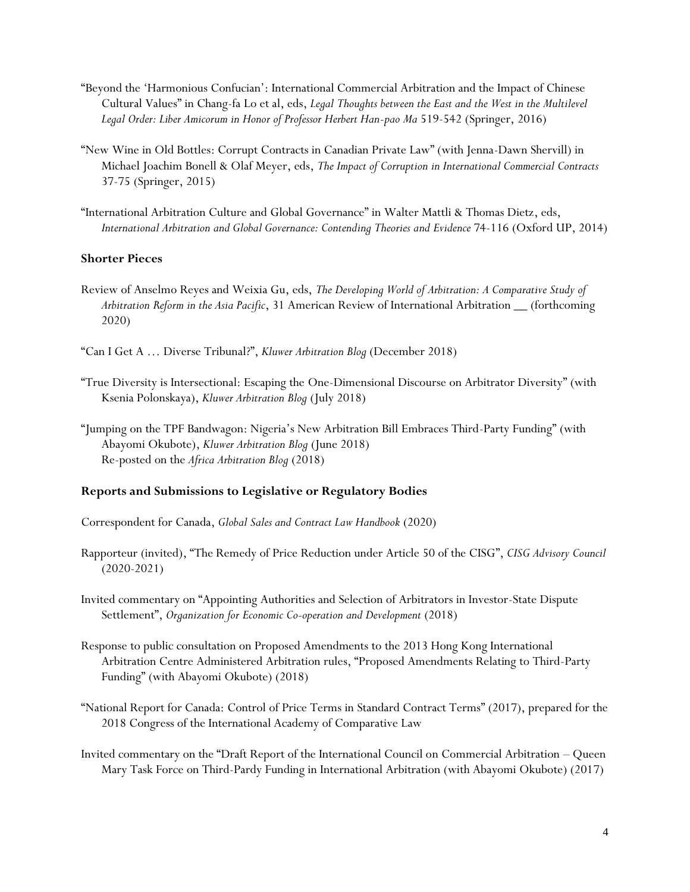"Beyond the 'Harmonious Confucian': International Commercial Arbitration and the Impact of Chinese Cultural Values" in Chang-fa Lo et al, eds, *Legal Thoughts between the East and the West in the Multilevel Legal Order: Liber Amicorum in Honor of Professor Herbert Han-pao Ma* 519-542 (Springer, 2016)

"New Wine in Old Bottles: Corrupt Contracts in Canadian Private Law" (with Jenna-Dawn Shervill) in Michael Joachim Bonell & Olaf Meyer, eds, *The Impact of Corruption in International Commercial Contracts* 37-75 (Springer, 2015)

"International Arbitration Culture and Global Governance" in Walter Mattli & Thomas Dietz, eds, *International Arbitration and Global Governance: Contending Theories and Evidence* 74-116 (Oxford UP, 2014)

### Shorter Pieces

Review of Anselmo Reyes and Weixia Gu, eds, *The Developing World of Arbitration: A Comparative Study of Arbitration Reform in the Asia Pacific*, 31 American Review of International Arbitration __ (forthcoming 2020)

"Can I Get A … Diverse Tribunal?", *Kluwer Arbitration Blog* (December 2018)

"True Diversity is Intersectional: Escaping the One-Dimensional Discourse on Arbitrator Diversity" (with Ksenia Polonskaya), *Kluwer Arbitration Blog* (July 2018)

"Jumping on the TPF Bandwagon: Nigeria's New Arbitration Bill Embraces Third-Party Funding" (with Abayomi Okubote), *Kluwer Arbitration Blog* (June 2018)
Re-posted on the *Africa Arbitration Blog* (2018)

### Reports and Submissions to Legislative or Regulatory Bodies

Correspondent for Canada, *Global Sales and Contract Law Handbook* (2020)

Rapporteur (invited), "The Remedy of Price Reduction under Article 50 of the CISG", *CISG Advisory Council* (2020-2021)

Invited commentary on "Appointing Authorities and Selection of Arbitrators in Investor-State Dispute Settlement", *Organization for Economic Co-operation and Development* (2018)

Response to public consultation on Proposed Amendments to the 2013 Hong Kong International Arbitration Centre Administered Arbitration rules, "Proposed Amendments Relating to Third-Party Funding" (with Abayomi Okubote) (2018)

"National Report for Canada: Control of Price Terms in Standard Contract Terms" (2017), prepared for the 2018 Congress of the International Academy of Comparative Law

Invited commentary on the "Draft Report of the International Council on Commercial Arbitration – Queen Mary Task Force on Third-Pardy Funding in International Arbitration (with Abayomi Okubote) (2017)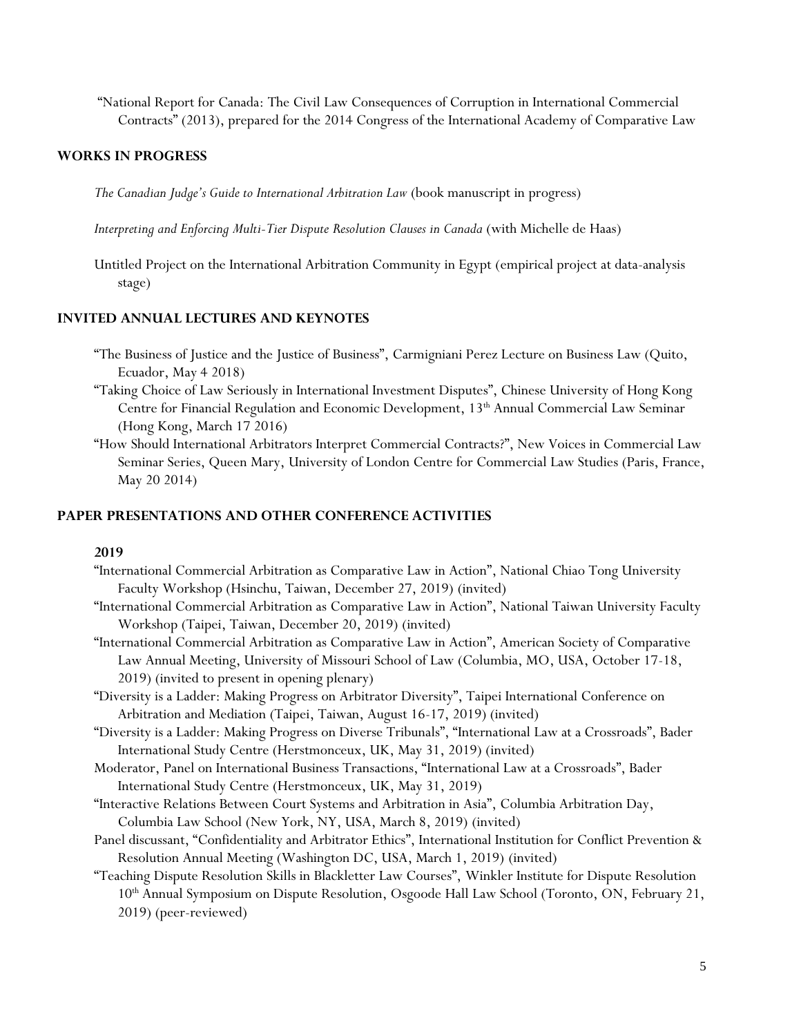"National Report for Canada: The Civil Law Consequences of Corruption in International Commercial Contracts" (2013), prepared for the 2014 Congress of the International Academy of Comparative Law

## WORKS IN PROGRESS

*The Canadian Judge's Guide to International Arbitration Law* (book manuscript in progress)

*Interpreting and Enforcing Multi-Tier Dispute Resolution Clauses in Canada* (with Michelle de Haas)

Untitled Project on the International Arbitration Community in Egypt (empirical project at data-analysis stage)

## INVITED ANNUAL LECTURES AND KEYNOTES

"The Business of Justice and the Justice of Business", Carmigniani Perez Lecture on Business Law (Quito, Ecuador, May 4 2018)

"Taking Choice of Law Seriously in International Investment Disputes", Chinese University of Hong Kong Centre for Financial Regulation and Economic Development, 13th Annual Commercial Law Seminar (Hong Kong, March 17 2016)

"How Should International Arbitrators Interpret Commercial Contracts?", New Voices in Commercial Law Seminar Series, Queen Mary, University of London Centre for Commercial Law Studies (Paris, France, May 20 2014)

## PAPER PRESENTATIONS AND OTHER CONFERENCE ACTIVITIES

### 2019

"International Commercial Arbitration as Comparative Law in Action", National Chiao Tong University Faculty Workshop (Hsinchu, Taiwan, December 27, 2019) (invited)

"International Commercial Arbitration as Comparative Law in Action", National Taiwan University Faculty Workshop (Taipei, Taiwan, December 20, 2019) (invited)

"International Commercial Arbitration as Comparative Law in Action", American Society of Comparative Law Annual Meeting, University of Missouri School of Law (Columbia, MO, USA, October 17-18, 2019) (invited to present in opening plenary)

"Diversity is a Ladder: Making Progress on Arbitrator Diversity", Taipei International Conference on Arbitration and Mediation (Taipei, Taiwan, August 16-17, 2019) (invited)

"Diversity is a Ladder: Making Progress on Diverse Tribunals", "International Law at a Crossroads", Bader International Study Centre (Herstmonceux, UK, May 31, 2019) (invited)

Moderator, Panel on International Business Transactions, "International Law at a Crossroads", Bader International Study Centre (Herstmonceux, UK, May 31, 2019)

"Interactive Relations Between Court Systems and Arbitration in Asia", Columbia Arbitration Day, Columbia Law School (New York, NY, USA, March 8, 2019) (invited)

Panel discussant, "Confidentiality and Arbitrator Ethics", International Institution for Conflict Prevention & Resolution Annual Meeting (Washington DC, USA, March 1, 2019) (invited)

"Teaching Dispute Resolution Skills in Blackletter Law Courses", Winkler Institute for Dispute Resolution 10th Annual Symposium on Dispute Resolution, Osgoode Hall Law School (Toronto, ON, February 21, 2019) (peer-reviewed)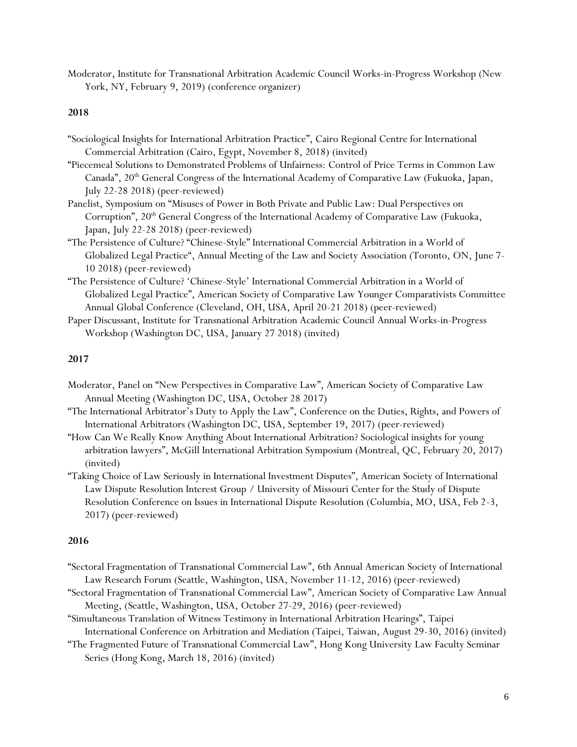Moderator, Institute for Transnational Arbitration Academic Council Works-in-Progress Workshop (New York, NY, February 9, 2019) (conference organizer)

**2018**

"Sociological Insights for International Arbitration Practice", Cairo Regional Centre for International Commercial Arbitration (Cairo, Egypt, November 8, 2018) (invited)

"Piecemeal Solutions to Demonstrated Problems of Unfairness: Control of Price Terms in Common Law Canada", 20th General Congress of the International Academy of Comparative Law (Fukuoka, Japan, July 22-28 2018) (peer-reviewed)

Panelist, Symposium on "Misuses of Power in Both Private and Public Law: Dual Perspectives on Corruption", 20th General Congress of the International Academy of Comparative Law (Fukuoka, Japan, July 22-28 2018) (peer-reviewed)

"The Persistence of Culture? "Chinese-Style" International Commercial Arbitration in a World of Globalized Legal Practice", Annual Meeting of the Law and Society Association (Toronto, ON, June 7-10 2018) (peer-reviewed)

"The Persistence of Culture? 'Chinese-Style' International Commercial Arbitration in a World of Globalized Legal Practice", American Society of Comparative Law Younger Comparativists Committee Annual Global Conference (Cleveland, OH, USA, April 20-21 2018) (peer-reviewed)

Paper Discussant, Institute for Transnational Arbitration Academic Council Annual Works-in-Progress Workshop (Washington DC, USA, January 27 2018) (invited)

**2017**

Moderator, Panel on "New Perspectives in Comparative Law", American Society of Comparative Law Annual Meeting (Washington DC, USA, October 28 2017)

"The International Arbitrator's Duty to Apply the Law", Conference on the Duties, Rights, and Powers of International Arbitrators (Washington DC, USA, September 19, 2017) (peer-reviewed)

"How Can We Really Know Anything About International Arbitration? Sociological insights for young arbitration lawyers", McGill International Arbitration Symposium (Montreal, QC, February 20, 2017) (invited)

"Taking Choice of Law Seriously in International Investment Disputes", American Society of International Law Dispute Resolution Interest Group / University of Missouri Center for the Study of Dispute Resolution Conference on Issues in International Dispute Resolution (Columbia, MO, USA, Feb 2-3, 2017) (peer-reviewed)

**2016**

"Sectoral Fragmentation of Transnational Commercial Law", 6th Annual American Society of International Law Research Forum (Seattle, Washington, USA, November 11-12, 2016) (peer-reviewed)

"Sectoral Fragmentation of Transnational Commercial Law", American Society of Comparative Law Annual Meeting, (Seattle, Washington, USA, October 27-29, 2016) (peer-reviewed)

"Simultaneous Translation of Witness Testimony in International Arbitration Hearings", Taipei International Conference on Arbitration and Mediation (Taipei, Taiwan, August 29-30, 2016) (invited)

"The Fragmented Future of Transnational Commercial Law", Hong Kong University Law Faculty Seminar Series (Hong Kong, March 18, 2016) (invited)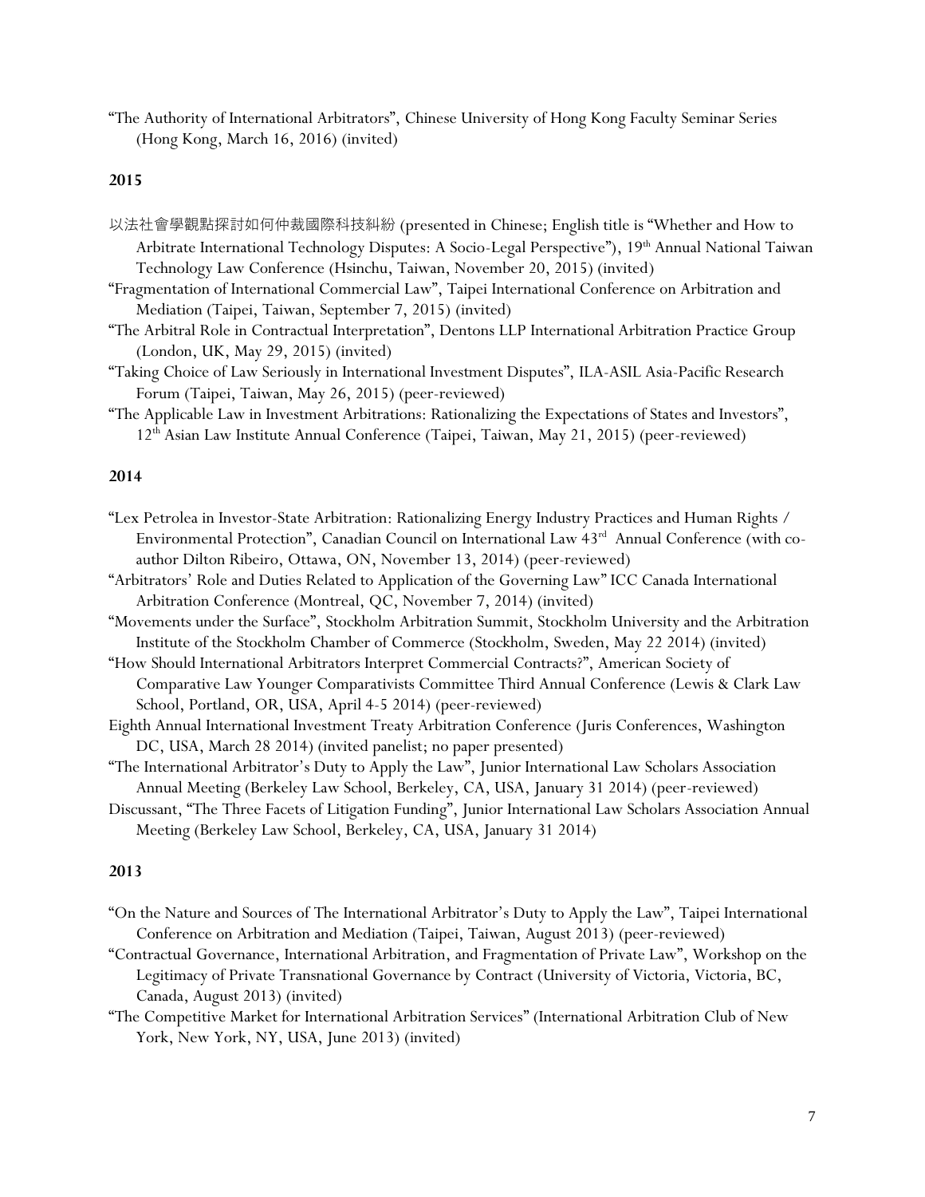"The Authority of International Arbitrators", Chinese University of Hong Kong Faculty Seminar Series (Hong Kong, March 16, 2016) (invited)

**2015**

以法社會學觀點探討如何仲裁國際科技糾紛 (presented in Chinese; English title is "Whether and How to Arbitrate International Technology Disputes: A Socio-Legal Perspective"), 19th Annual National Taiwan Technology Law Conference (Hsinchu, Taiwan, November 20, 2015) (invited)

"Fragmentation of International Commercial Law", Taipei International Conference on Arbitration and Mediation (Taipei, Taiwan, September 7, 2015) (invited)

"The Arbitral Role in Contractual Interpretation", Dentons LLP International Arbitration Practice Group (London, UK, May 29, 2015) (invited)

"Taking Choice of Law Seriously in International Investment Disputes", ILA-ASIL Asia-Pacific Research Forum (Taipei, Taiwan, May 26, 2015) (peer-reviewed)

"The Applicable Law in Investment Arbitrations: Rationalizing the Expectations of States and Investors", 12th Asian Law Institute Annual Conference (Taipei, Taiwan, May 21, 2015) (peer-reviewed)

**2014**

"Lex Petrolea in Investor-State Arbitration: Rationalizing Energy Industry Practices and Human Rights / Environmental Protection", Canadian Council on International Law 43rd Annual Conference (with co-author Dilton Ribeiro, Ottawa, ON, November 13, 2014) (peer-reviewed)

"Arbitrators' Role and Duties Related to Application of the Governing Law" ICC Canada International Arbitration Conference (Montreal, QC, November 7, 2014) (invited)

"Movements under the Surface", Stockholm Arbitration Summit, Stockholm University and the Arbitration Institute of the Stockholm Chamber of Commerce (Stockholm, Sweden, May 22 2014) (invited)

"How Should International Arbitrators Interpret Commercial Contracts?", American Society of Comparative Law Younger Comparativists Committee Third Annual Conference (Lewis & Clark Law School, Portland, OR, USA, April 4-5 2014) (peer-reviewed)

Eighth Annual International Investment Treaty Arbitration Conference (Juris Conferences, Washington DC, USA, March 28 2014) (invited panelist; no paper presented)

"The International Arbitrator's Duty to Apply the Law", Junior International Law Scholars Association Annual Meeting (Berkeley Law School, Berkeley, CA, USA, January 31 2014) (peer-reviewed)

Discussant, "The Three Facets of Litigation Funding", Junior International Law Scholars Association Annual Meeting (Berkeley Law School, Berkeley, CA, USA, January 31 2014)

**2013**

"On the Nature and Sources of The International Arbitrator's Duty to Apply the Law", Taipei International Conference on Arbitration and Mediation (Taipei, Taiwan, August 2013) (peer-reviewed)

"Contractual Governance, International Arbitration, and Fragmentation of Private Law", Workshop on the Legitimacy of Private Transnational Governance by Contract (University of Victoria, Victoria, BC, Canada, August 2013) (invited)

"The Competitive Market for International Arbitration Services" (International Arbitration Club of New York, New York, NY, USA, June 2013) (invited)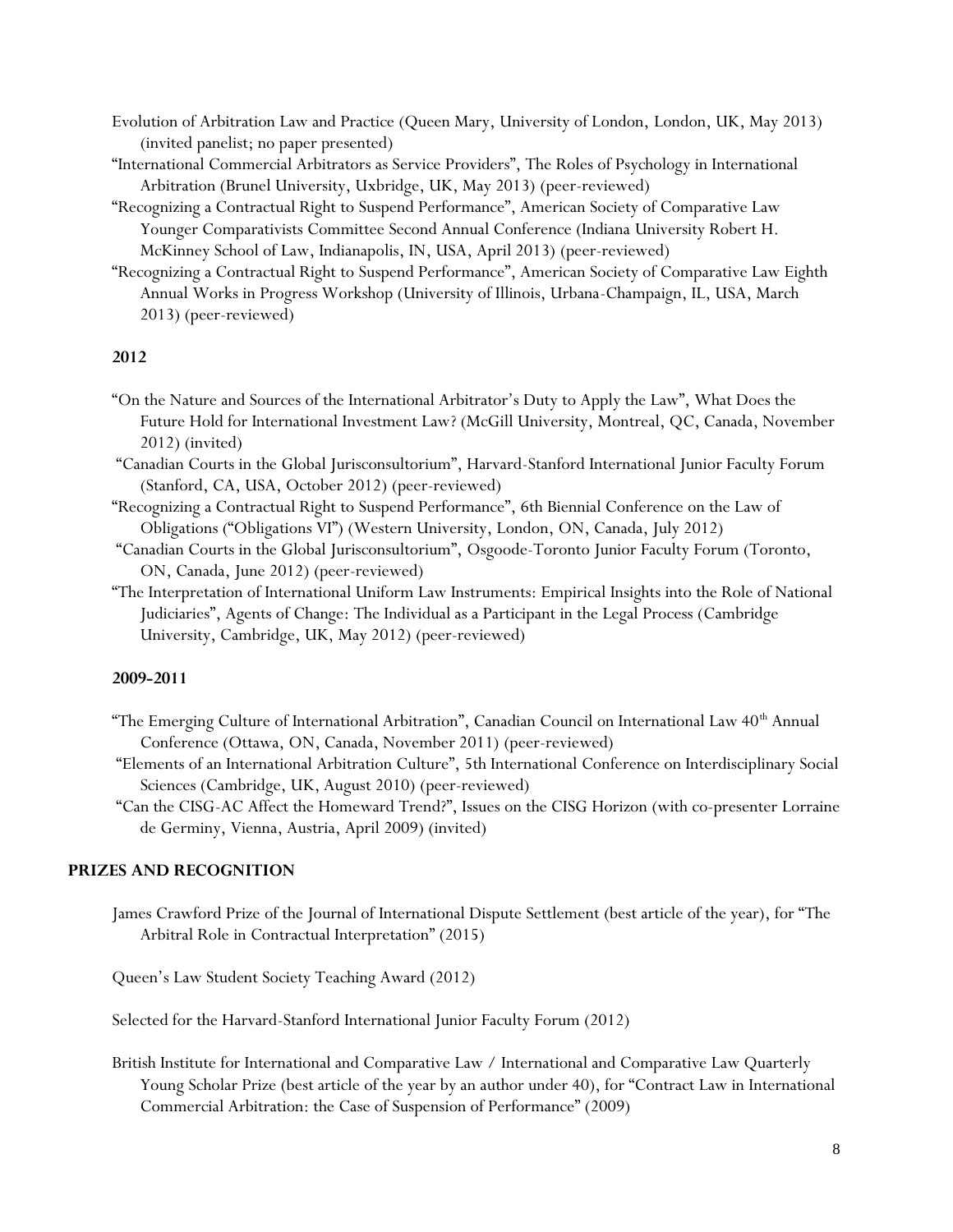Evolution of Arbitration Law and Practice (Queen Mary, University of London, London, UK, May 2013) (invited panelist; no paper presented)

"International Commercial Arbitrators as Service Providers", The Roles of Psychology in International Arbitration (Brunel University, Uxbridge, UK, May 2013) (peer-reviewed)

"Recognizing a Contractual Right to Suspend Performance", American Society of Comparative Law Younger Comparativists Committee Second Annual Conference (Indiana University Robert H. McKinney School of Law, Indianapolis, IN, USA, April 2013) (peer-reviewed)

"Recognizing a Contractual Right to Suspend Performance", American Society of Comparative Law Eighth Annual Works in Progress Workshop (University of Illinois, Urbana-Champaign, IL, USA, March 2013) (peer-reviewed)

### 2012

"On the Nature and Sources of the International Arbitrator's Duty to Apply the Law", What Does the Future Hold for International Investment Law? (McGill University, Montreal, QC, Canada, November 2012) (invited)

"Canadian Courts in the Global Jurisconsultorium", Harvard-Stanford International Junior Faculty Forum (Stanford, CA, USA, October 2012) (peer-reviewed)

"Recognizing a Contractual Right to Suspend Performance", 6th Biennial Conference on the Law of Obligations ("Obligations VI") (Western University, London, ON, Canada, July 2012)

"Canadian Courts in the Global Jurisconsultorium", Osgoode-Toronto Junior Faculty Forum (Toronto, ON, Canada, June 2012) (peer-reviewed)

"The Interpretation of International Uniform Law Instruments: Empirical Insights into the Role of National Judiciaries", Agents of Change: The Individual as a Participant in the Legal Process (Cambridge University, Cambridge, UK, May 2012) (peer-reviewed)

### 2009-2011

"The Emerging Culture of International Arbitration", Canadian Council on International Law 40th Annual Conference (Ottawa, ON, Canada, November 2011) (peer-reviewed)

"Elements of an International Arbitration Culture", 5th International Conference on Interdisciplinary Social Sciences (Cambridge, UK, August 2010) (peer-reviewed)

"Can the CISG-AC Affect the Homeward Trend?", Issues on the CISG Horizon (with co-presenter Lorraine de Germiny, Vienna, Austria, April 2009) (invited)

## PRIZES AND RECOGNITION

James Crawford Prize of the Journal of International Dispute Settlement (best article of the year), for "The Arbitral Role in Contractual Interpretation" (2015)

Queen's Law Student Society Teaching Award (2012)

Selected for the Harvard-Stanford International Junior Faculty Forum (2012)

British Institute for International and Comparative Law / International and Comparative Law Quarterly Young Scholar Prize (best article of the year by an author under 40), for "Contract Law in International Commercial Arbitration: the Case of Suspension of Performance" (2009)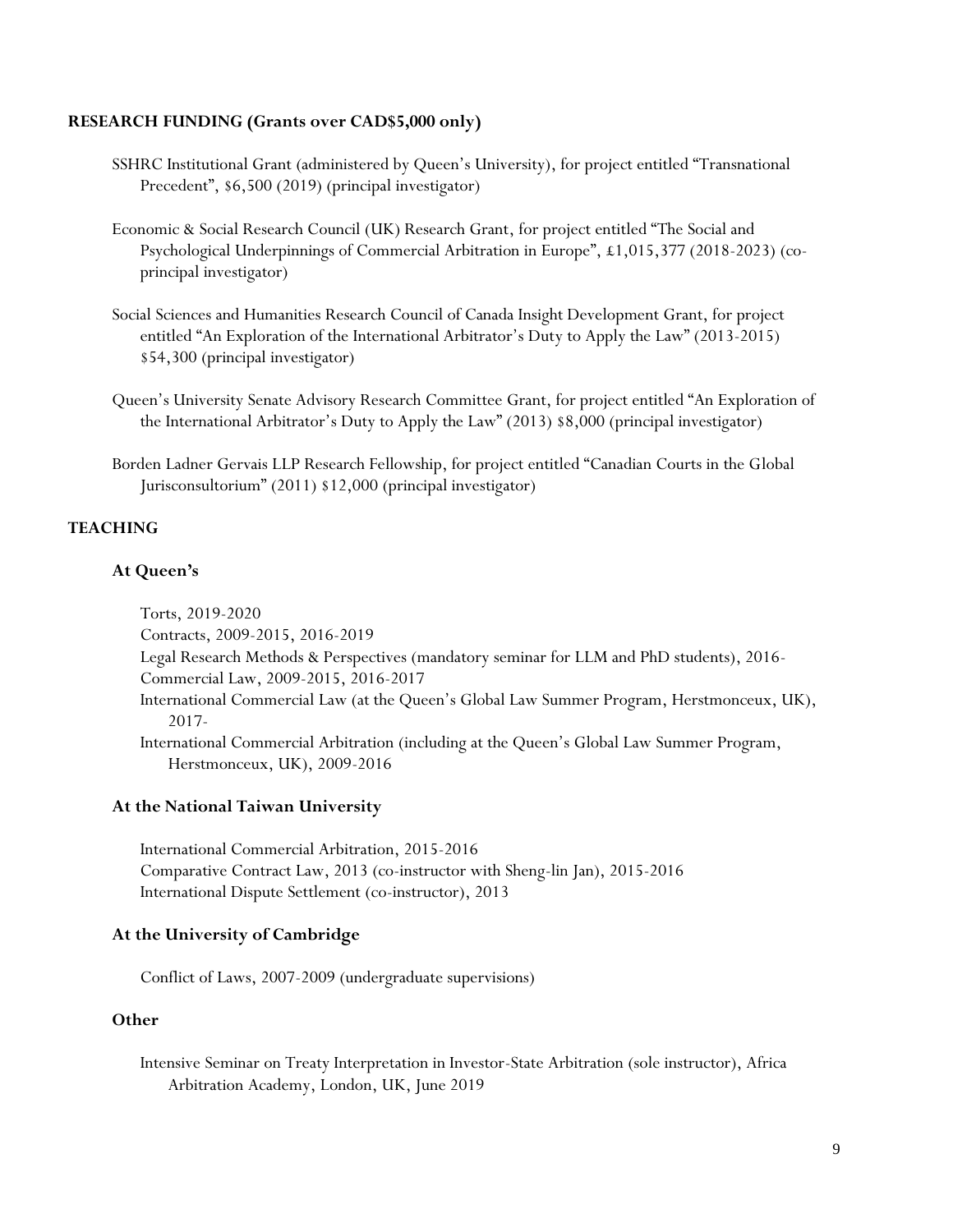## RESEARCH FUNDING (Grants over CAD$5,000 only)

SSHRC Institutional Grant (administered by Queen's University), for project entitled "Transnational Precedent", $6,500 (2019) (principal investigator)

Economic & Social Research Council (UK) Research Grant, for project entitled "The Social and Psychological Underpinnings of Commercial Arbitration in Europe", £1,015,377 (2018-2023) (co-principal investigator)

Social Sciences and Humanities Research Council of Canada Insight Development Grant, for project entitled "An Exploration of the International Arbitrator's Duty to Apply the Law" (2013-2015) $54,300 (principal investigator)

Queen's University Senate Advisory Research Committee Grant, for project entitled "An Exploration of the International Arbitrator's Duty to Apply the Law" (2013) $8,000 (principal investigator)

Borden Ladner Gervais LLP Research Fellowship, for project entitled "Canadian Courts in the Global Jurisconsultorium" (2011) $12,000 (principal investigator)

## TEACHING

### At Queen's

Torts, 2019-2020
Contracts, 2009-2015, 2016-2019
Legal Research Methods & Perspectives (mandatory seminar for LLM and PhD students), 2016-
Commercial Law, 2009-2015, 2016-2017
International Commercial Law (at the Queen's Global Law Summer Program, Herstmonceux, UK), 2017-
International Commercial Arbitration (including at the Queen's Global Law Summer Program, Herstmonceux, UK), 2009-2016

### At the National Taiwan University

International Commercial Arbitration, 2015-2016
Comparative Contract Law, 2013 (co-instructor with Sheng-lin Jan), 2015-2016
International Dispute Settlement (co-instructor), 2013

### At the University of Cambridge

Conflict of Laws, 2007-2009 (undergraduate supervisions)

### Other

Intensive Seminar on Treaty Interpretation in Investor-State Arbitration (sole instructor), Africa Arbitration Academy, London, UK, June 2019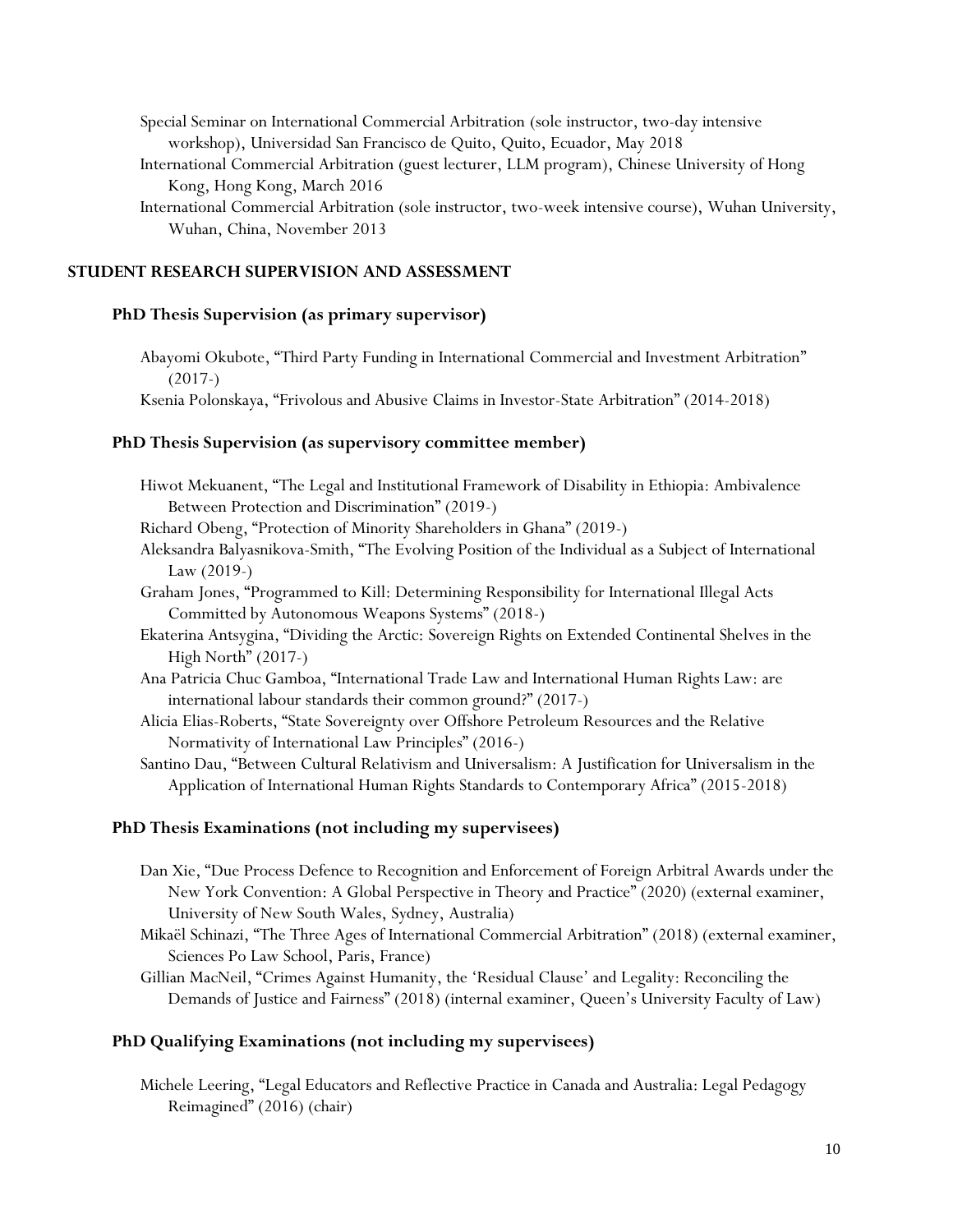Special Seminar on International Commercial Arbitration (sole instructor, two-day intensive workshop), Universidad San Francisco de Quito, Quito, Ecuador, May 2018

International Commercial Arbitration (guest lecturer, LLM program), Chinese University of Hong Kong, Hong Kong, March 2016

International Commercial Arbitration (sole instructor, two-week intensive course), Wuhan University, Wuhan, China, November 2013

## STUDENT RESEARCH SUPERVISION AND ASSESSMENT

### PhD Thesis Supervision (as primary supervisor)

Abayomi Okubote, "Third Party Funding in International Commercial and Investment Arbitration" (2017-)

Ksenia Polonskaya, "Frivolous and Abusive Claims in Investor-State Arbitration" (2014-2018)

### PhD Thesis Supervision (as supervisory committee member)

Hiwot Mekuanent, "The Legal and Institutional Framework of Disability in Ethiopia: Ambivalence Between Protection and Discrimination" (2019-)

Richard Obeng, "Protection of Minority Shareholders in Ghana" (2019-)

Aleksandra Balyasnikova-Smith, "The Evolving Position of the Individual as a Subject of International Law (2019-)

Graham Jones, "Programmed to Kill: Determining Responsibility for International Illegal Acts Committed by Autonomous Weapons Systems" (2018-)

Ekaterina Antsygina, "Dividing the Arctic: Sovereign Rights on Extended Continental Shelves in the High North" (2017-)

Ana Patricia Chuc Gamboa, "International Trade Law and International Human Rights Law: are international labour standards their common ground?" (2017-)

Alicia Elias-Roberts, "State Sovereignty over Offshore Petroleum Resources and the Relative Normativity of International Law Principles" (2016-)

Santino Dau, "Between Cultural Relativism and Universalism: A Justification for Universalism in the Application of International Human Rights Standards to Contemporary Africa" (2015-2018)

### PhD Thesis Examinations (not including my supervisees)

Dan Xie, "Due Process Defence to Recognition and Enforcement of Foreign Arbitral Awards under the New York Convention: A Global Perspective in Theory and Practice" (2020) (external examiner, University of New South Wales, Sydney, Australia)

Mikaël Schinazi, "The Three Ages of International Commercial Arbitration" (2018) (external examiner, Sciences Po Law School, Paris, France)

Gillian MacNeil, "Crimes Against Humanity, the 'Residual Clause' and Legality: Reconciling the Demands of Justice and Fairness" (2018) (internal examiner, Queen's University Faculty of Law)

### PhD Qualifying Examinations (not including my supervisees)

Michele Leering, "Legal Educators and Reflective Practice in Canada and Australia: Legal Pedagogy Reimagined" (2016) (chair)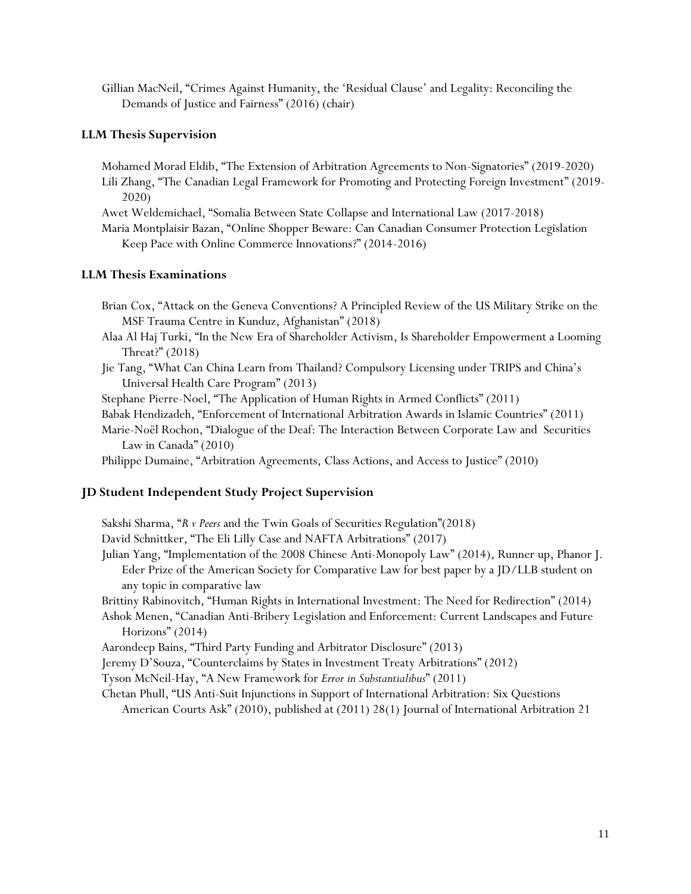Gillian MacNeil, "Crimes Against Humanity, the 'Residual Clause' and Legality: Reconciling the Demands of Justice and Fairness" (2016) (chair)

### LLM Thesis Supervision

Mohamed Morad Eldib, "The Extension of Arbitration Agreements to Non-Signatories" (2019-2020)

Lili Zhang, "The Canadian Legal Framework for Promoting and Protecting Foreign Investment" (2019-2020)

Awet Weldemichael, "Somalia Between State Collapse and International Law (2017-2018)

Maria Montplaisir Bazan, "Online Shopper Beware: Can Canadian Consumer Protection Legislation Keep Pace with Online Commerce Innovations?" (2014-2016)

### LLM Thesis Examinations

Brian Cox, "Attack on the Geneva Conventions? A Principled Review of the US Military Strike on the MSF Trauma Centre in Kunduz, Afghanistan" (2018)

Alaa Al Haj Turki, "In the New Era of Shareholder Activism, Is Shareholder Empowerment a Looming Threat?" (2018)

Jie Tang, "What Can China Learn from Thailand? Compulsory Licensing under TRIPS and China's Universal Health Care Program" (2013)

Stephane Pierre-Noel, "The Application of Human Rights in Armed Conflicts" (2011)

Babak Hendizadeh, "Enforcement of International Arbitration Awards in Islamic Countries" (2011)

Marie-Noël Rochon, "Dialogue of the Deaf: The Interaction Between Corporate Law and Securities Law in Canada" (2010)

Philippe Dumaine, "Arbitration Agreements, Class Actions, and Access to Justice" (2010)

### JD Student Independent Study Project Supervision

Sakshi Sharma, "*R v Peers* and the Twin Goals of Securities Regulation"(2018)

David Schnittker, "The Eli Lilly Case and NAFTA Arbitrations" (2017)

Julian Yang, "Implementation of the 2008 Chinese Anti-Monopoly Law" (2014), Runner up, Phanor J. Eder Prize of the American Society for Comparative Law for best paper by a JD/LLB student on any topic in comparative law

Brittiny Rabinovitch, "Human Rights in International Investment: The Need for Redirection" (2014)

Ashok Menen, "Canadian Anti-Bribery Legislation and Enforcement: Current Landscapes and Future Horizons" (2014)

Aarondeep Bains, "Third Party Funding and Arbitrator Disclosure" (2013)

Jeremy D'Souza, "Counterclaims by States in Investment Treaty Arbitrations" (2012)

Tyson McNeil-Hay, "A New Framework for *Error in Substantialibus*" (2011)

Chetan Phull, "US Anti-Suit Injunctions in Support of International Arbitration: Six Questions American Courts Ask" (2010), published at (2011) 28(1) Journal of International Arbitration 21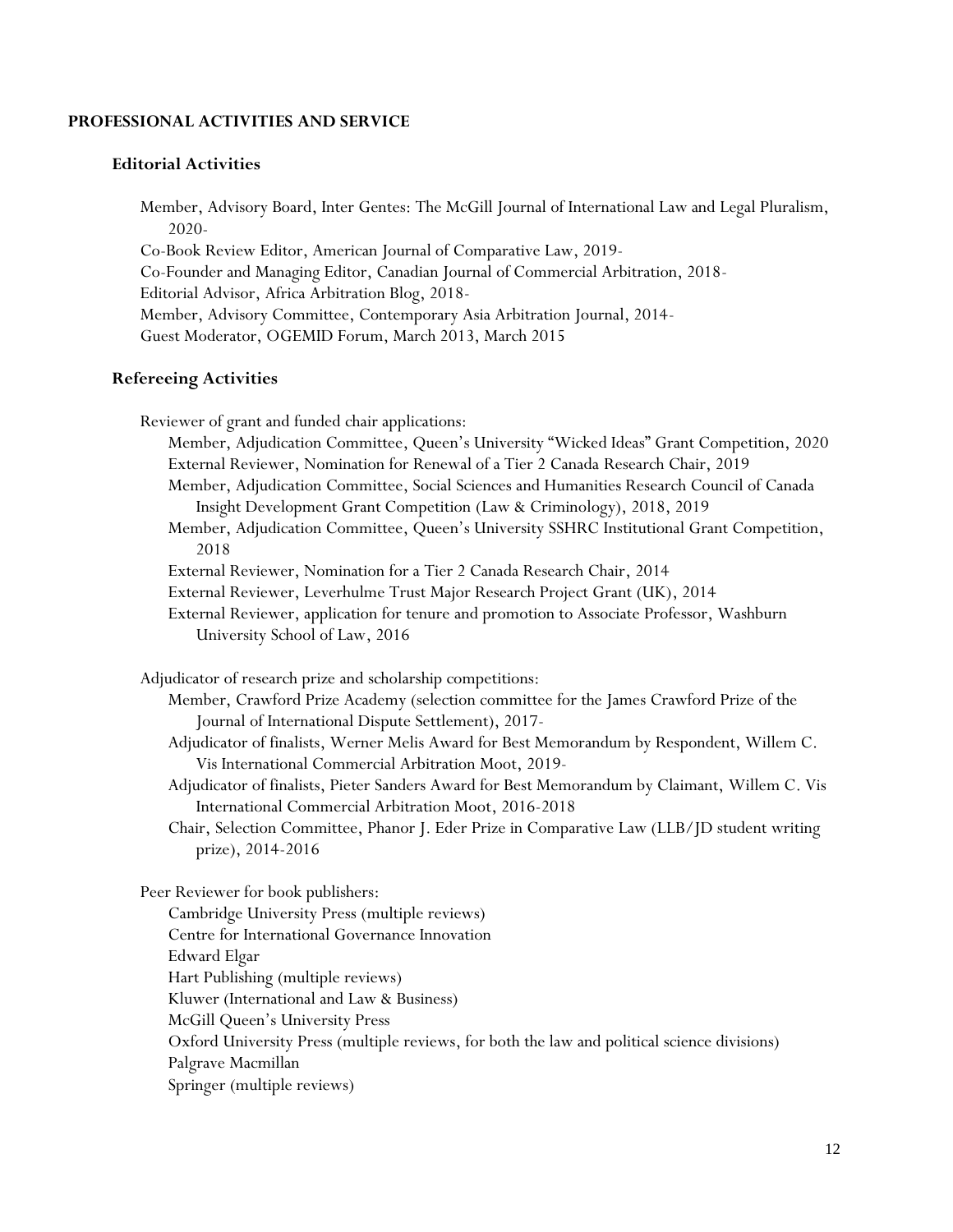## PROFESSIONAL ACTIVITIES AND SERVICE

### Editorial Activities

Member, Advisory Board, Inter Gentes: The McGill Journal of International Law and Legal Pluralism, 2020-
Co-Book Review Editor, American Journal of Comparative Law, 2019-
Co-Founder and Managing Editor, Canadian Journal of Commercial Arbitration, 2018-
Editorial Advisor, Africa Arbitration Blog, 2018-
Member, Advisory Committee, Contemporary Asia Arbitration Journal, 2014-
Guest Moderator, OGEMID Forum, March 2013, March 2015

### Refereeing Activities

Reviewer of grant and funded chair applications:

- Member, Adjudication Committee, Queen's University "Wicked Ideas" Grant Competition, 2020
- External Reviewer, Nomination for Renewal of a Tier 2 Canada Research Chair, 2019
- Member, Adjudication Committee, Social Sciences and Humanities Research Council of Canada Insight Development Grant Competition (Law & Criminology), 2018, 2019
- Member, Adjudication Committee, Queen's University SSHRC Institutional Grant Competition, 2018
- External Reviewer, Nomination for a Tier 2 Canada Research Chair, 2014
- External Reviewer, Leverhulme Trust Major Research Project Grant (UK), 2014
- External Reviewer, application for tenure and promotion to Associate Professor, Washburn University School of Law, 2016

Adjudicator of research prize and scholarship competitions:

- Member, Crawford Prize Academy (selection committee for the James Crawford Prize of the Journal of International Dispute Settlement), 2017-
- Adjudicator of finalists, Werner Melis Award for Best Memorandum by Respondent, Willem C. Vis International Commercial Arbitration Moot, 2019-
- Adjudicator of finalists, Pieter Sanders Award for Best Memorandum by Claimant, Willem C. Vis International Commercial Arbitration Moot, 2016-2018
- Chair, Selection Committee, Phanor J. Eder Prize in Comparative Law (LLB/JD student writing prize), 2014-2016

Peer Reviewer for book publishers:

- Cambridge University Press (multiple reviews)
- Centre for International Governance Innovation
- Edward Elgar
- Hart Publishing (multiple reviews)
- Kluwer (International and Law & Business)
- McGill Queen's University Press
- Oxford University Press (multiple reviews, for both the law and political science divisions)
- Palgrave Macmillan
- Springer (multiple reviews)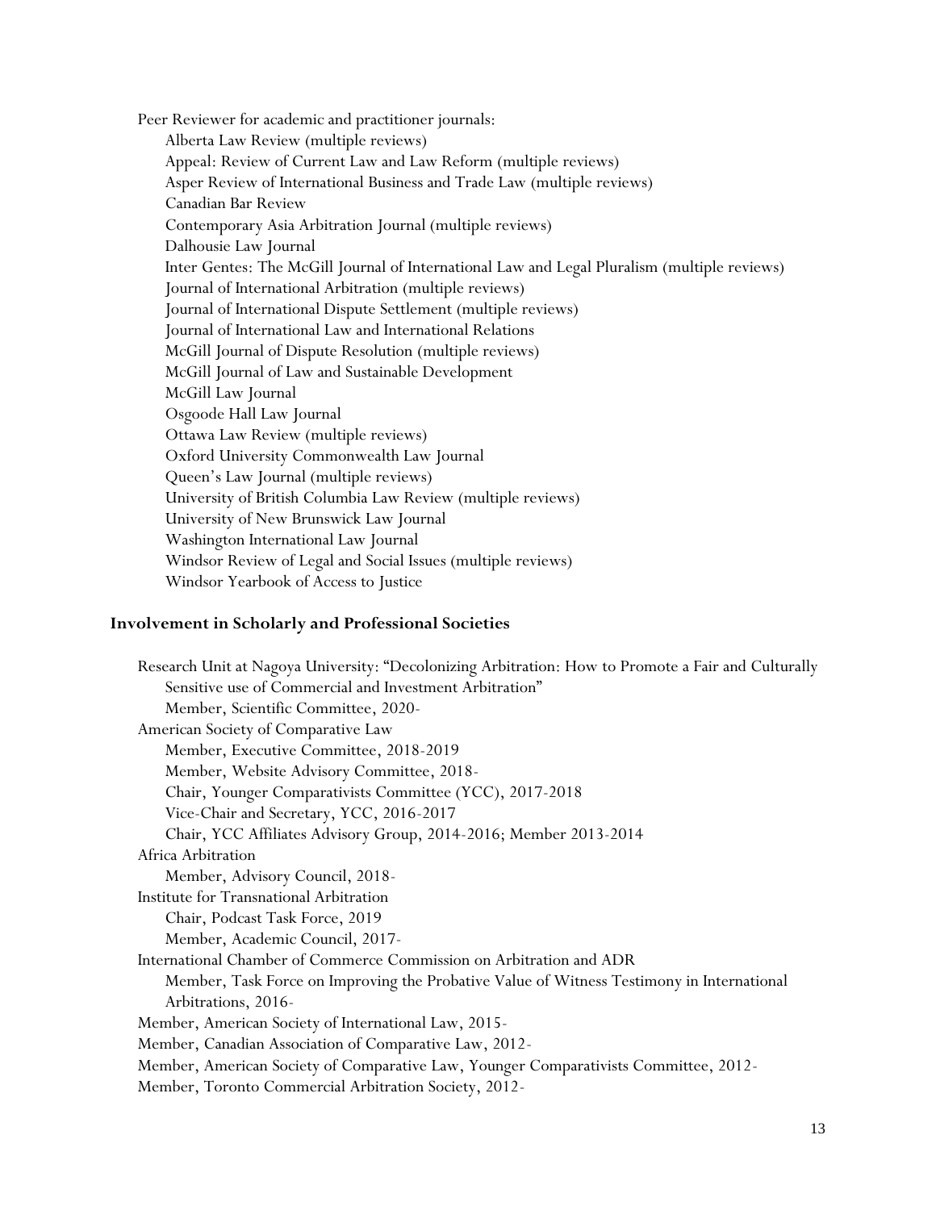Peer Reviewer for academic and practitioner journals:

- Alberta Law Review (multiple reviews)
- Appeal: Review of Current Law and Law Reform (multiple reviews)
- Asper Review of International Business and Trade Law (multiple reviews)
- Canadian Bar Review
- Contemporary Asia Arbitration Journal (multiple reviews)
- Dalhousie Law Journal
- Inter Gentes: The McGill Journal of International Law and Legal Pluralism (multiple reviews)
- Journal of International Arbitration (multiple reviews)
- Journal of International Dispute Settlement (multiple reviews)
- Journal of International Law and International Relations
- McGill Journal of Dispute Resolution (multiple reviews)
- McGill Journal of Law and Sustainable Development
- McGill Law Journal
- Osgoode Hall Law Journal
- Ottawa Law Review (multiple reviews)
- Oxford University Commonwealth Law Journal
- Queen's Law Journal (multiple reviews)
- University of British Columbia Law Review (multiple reviews)
- University of New Brunswick Law Journal
- Washington International Law Journal
- Windsor Review of Legal and Social Issues (multiple reviews)
- Windsor Yearbook of Access to Justice

## Involvement in Scholarly and Professional Societies

Research Unit at Nagoya University: "Decolonizing Arbitration: How to Promote a Fair and Culturally Sensitive use of Commercial and Investment Arbitration"
- Member, Scientific Committee, 2020-

American Society of Comparative Law
- Member, Executive Committee, 2018-2019
- Member, Website Advisory Committee, 2018-
- Chair, Younger Comparativists Committee (YCC), 2017-2018
- Vice-Chair and Secretary, YCC, 2016-2017
- Chair, YCC Affiliates Advisory Group, 2014-2016; Member 2013-2014

Africa Arbitration
- Member, Advisory Council, 2018-

Institute for Transnational Arbitration
- Chair, Podcast Task Force, 2019
- Member, Academic Council, 2017-

International Chamber of Commerce Commission on Arbitration and ADR
- Member, Task Force on Improving the Probative Value of Witness Testimony in International Arbitrations, 2016-

Member, American Society of International Law, 2015-

Member, Canadian Association of Comparative Law, 2012-

Member, American Society of Comparative Law, Younger Comparativists Committee, 2012-

Member, Toronto Commercial Arbitration Society, 2012-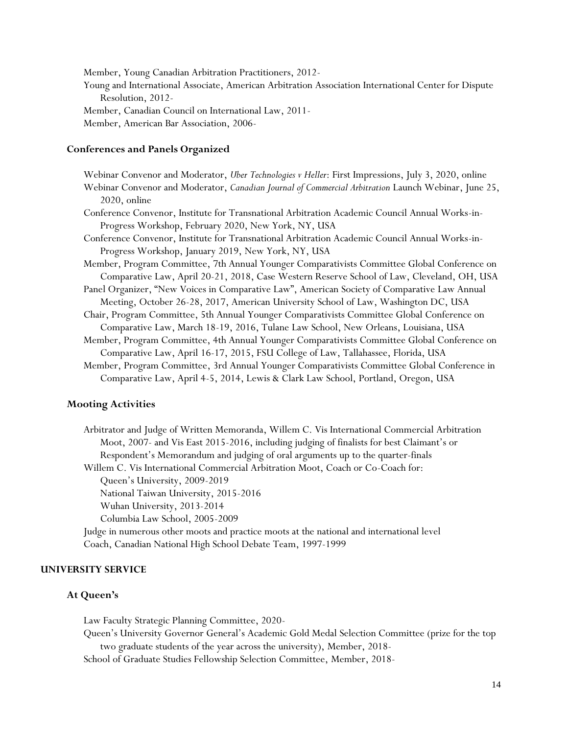Member, Young Canadian Arbitration Practitioners, 2012-

Young and International Associate, American Arbitration Association International Center for Dispute Resolution, 2012-

Member, Canadian Council on International Law, 2011-

Member, American Bar Association, 2006-

### Conferences and Panels Organized

Webinar Convenor and Moderator, *Uber Technologies v Heller*: First Impressions, July 3, 2020, online

Webinar Convenor and Moderator, *Canadian Journal of Commercial Arbitration* Launch Webinar, June 25, 2020, online

Conference Convenor, Institute for Transnational Arbitration Academic Council Annual Works-in-Progress Workshop, February 2020, New York, NY, USA

Conference Convenor, Institute for Transnational Arbitration Academic Council Annual Works-in-Progress Workshop, January 2019, New York, NY, USA

Member, Program Committee, 7th Annual Younger Comparativists Committee Global Conference on Comparative Law, April 20-21, 2018, Case Western Reserve School of Law, Cleveland, OH, USA

Panel Organizer, "New Voices in Comparative Law", American Society of Comparative Law Annual Meeting, October 26-28, 2017, American University School of Law, Washington DC, USA

Chair, Program Committee, 5th Annual Younger Comparativists Committee Global Conference on Comparative Law, March 18-19, 2016, Tulane Law School, New Orleans, Louisiana, USA

Member, Program Committee, 4th Annual Younger Comparativists Committee Global Conference on Comparative Law, April 16-17, 2015, FSU College of Law, Tallahassee, Florida, USA

Member, Program Committee, 3rd Annual Younger Comparativists Committee Global Conference in Comparative Law, April 4-5, 2014, Lewis & Clark Law School, Portland, Oregon, USA

### Mooting Activities

Arbitrator and Judge of Written Memoranda, Willem C. Vis International Commercial Arbitration Moot, 2007- and Vis East 2015-2016, including judging of finalists for best Claimant's or Respondent's Memorandum and judging of oral arguments up to the quarter-finals

Willem C. Vis International Commercial Arbitration Moot, Coach or Co-Coach for:
- Queen's University, 2009-2019
- National Taiwan University, 2015-2016
- Wuhan University, 2013-2014
- Columbia Law School, 2005-2009

Judge in numerous other moots and practice moots at the national and international level

Coach, Canadian National High School Debate Team, 1997-1999

## UNIVERSITY SERVICE

### At Queen's

Law Faculty Strategic Planning Committee, 2020-

Queen's University Governor General's Academic Gold Medal Selection Committee (prize for the top two graduate students of the year across the university), Member, 2018-

School of Graduate Studies Fellowship Selection Committee, Member, 2018-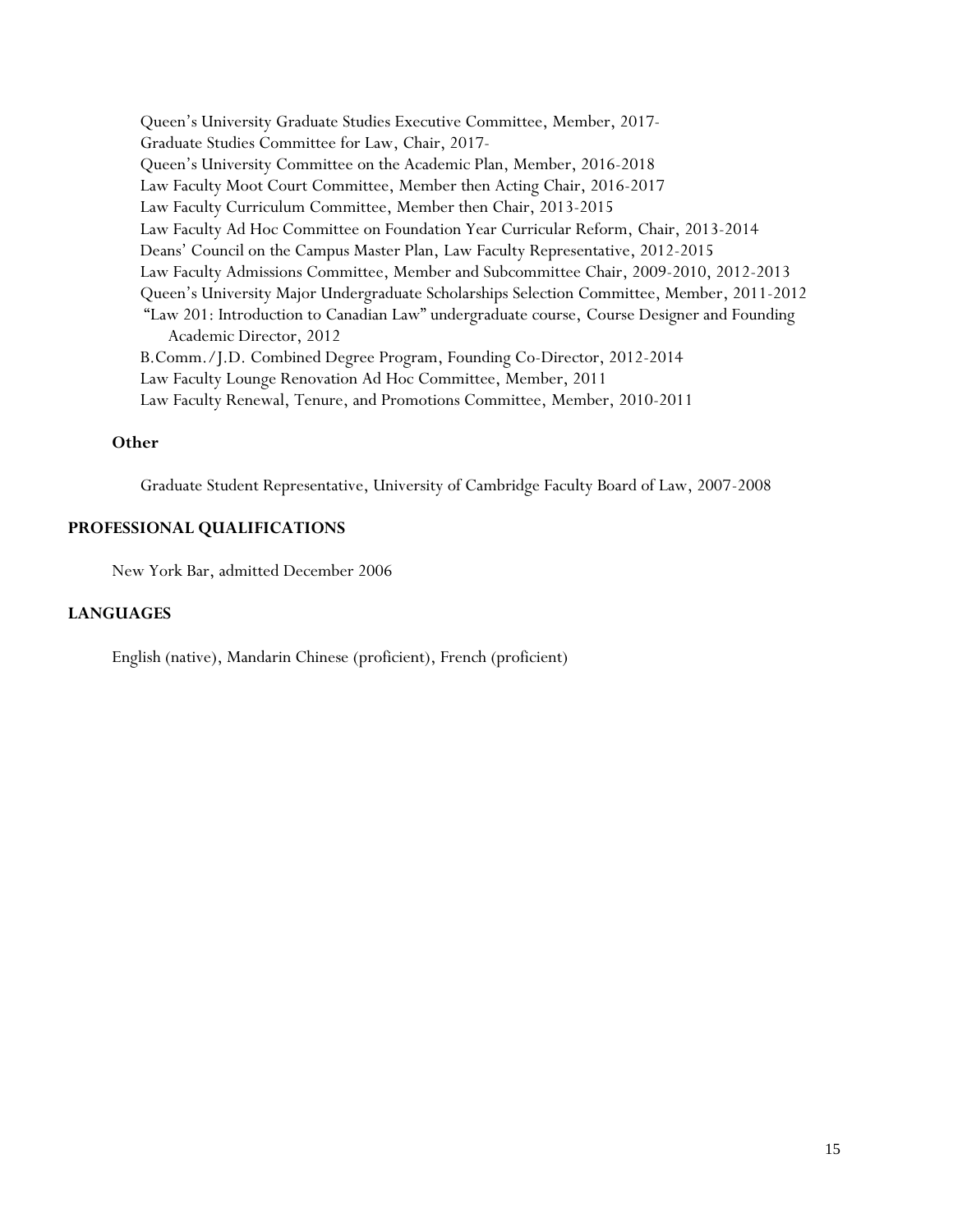Queen's University Graduate Studies Executive Committee, Member, 2017-
Graduate Studies Committee for Law, Chair, 2017-
Queen's University Committee on the Academic Plan, Member, 2016-2018
Law Faculty Moot Court Committee, Member then Acting Chair, 2016-2017
Law Faculty Curriculum Committee, Member then Chair, 2013-2015
Law Faculty Ad Hoc Committee on Foundation Year Curricular Reform, Chair, 2013-2014
Deans' Council on the Campus Master Plan, Law Faculty Representative, 2012-2015
Law Faculty Admissions Committee, Member and Subcommittee Chair, 2009-2010, 2012-2013
Queen's University Major Undergraduate Scholarships Selection Committee, Member, 2011-2012
"Law 201: Introduction to Canadian Law" undergraduate course, Course Designer and Founding Academic Director, 2012
B.Comm./J.D. Combined Degree Program, Founding Co-Director, 2012-2014
Law Faculty Lounge Renovation Ad Hoc Committee, Member, 2011
Law Faculty Renewal, Tenure, and Promotions Committee, Member, 2010-2011

### Other

Graduate Student Representative, University of Cambridge Faculty Board of Law, 2007-2008

## PROFESSIONAL QUALIFICATIONS

New York Bar, admitted December 2006

## LANGUAGES

English (native), Mandarin Chinese (proficient), French (proficient)